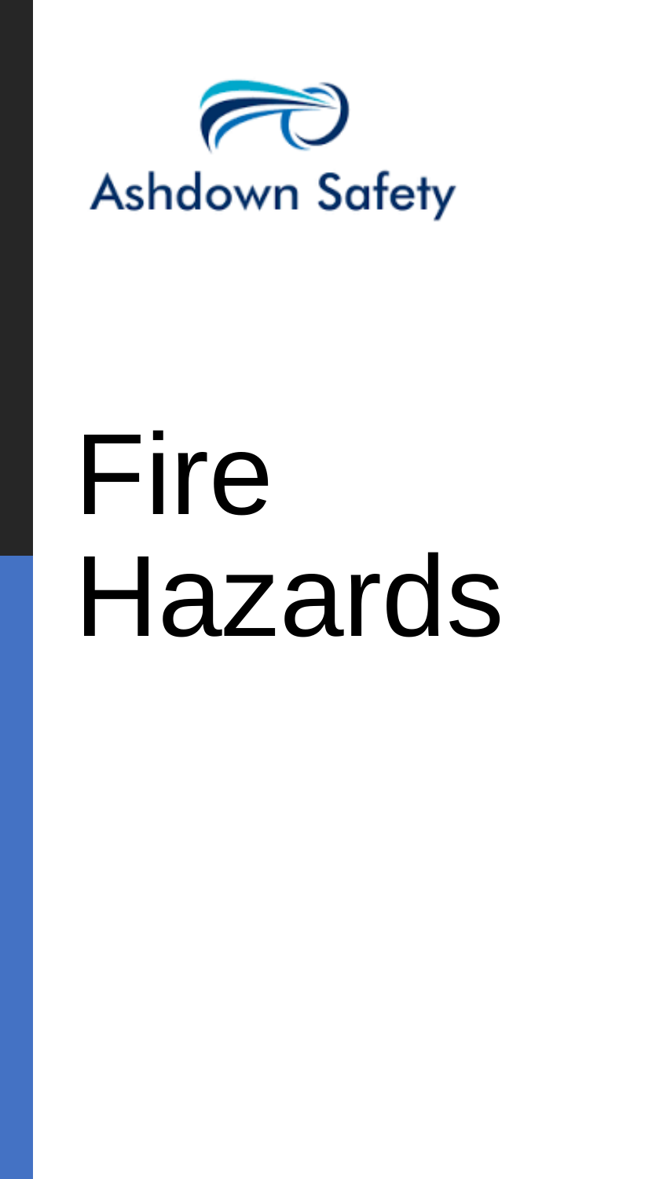Ashdown Safety

# Fire Hazards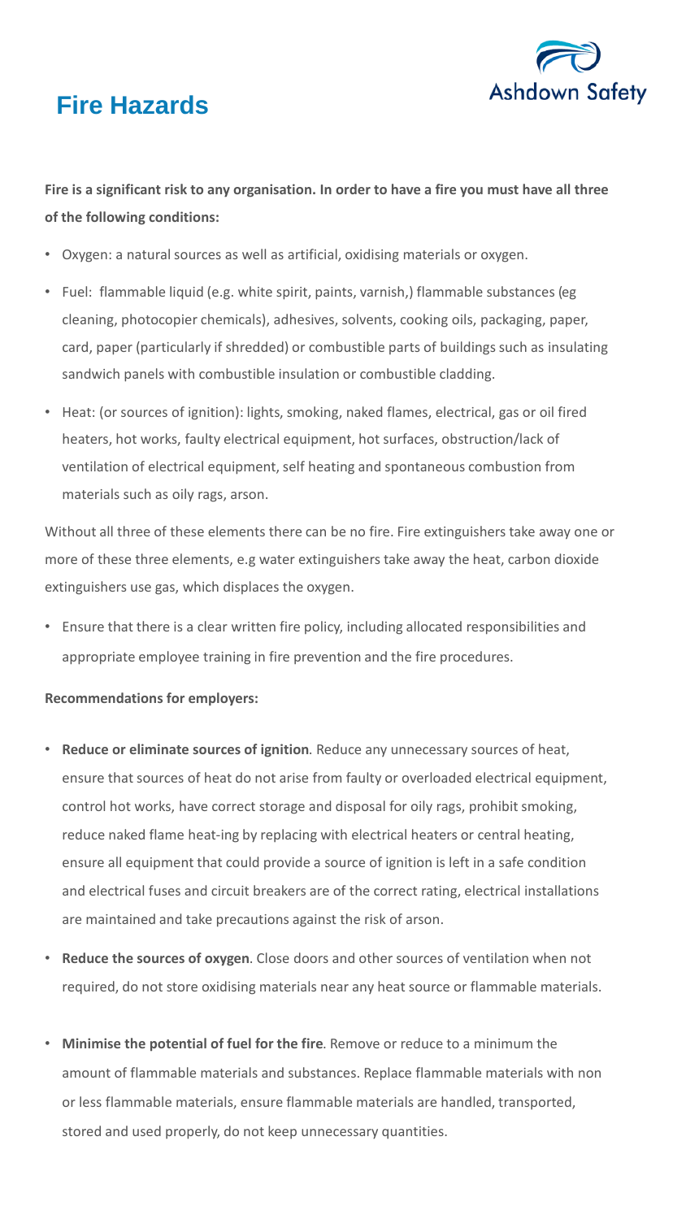# Fire Hazards

**Fire is a significant risk to any organisation. In order to have a fire you must have all three of the following conditions:**

- Oxygen: a natural sources as well as artificial, oxidising materials or oxygen.
- Fuel: flammable liquid (e.g. white spirit, paints, varnish,) flammable substances (eg cleaning, photocopier chemicals), adhesives, solvents, cooking oils, packaging, paper, card, paper (particularly if shredded) or combustible parts of buildings such as insulating sandwich panels with combustible insulation or combustible cladding.
- Heat: (or sources of ignition): lights, smoking, naked flames, electrical, gas or oil fired heaters, hot works, faulty electrical equipment, hot surfaces, obstruction/lack of ventilation of electrical equipment, self heating and spontaneous combustion from materials such as oily rags, arson.

Without all three of these elements there can be no fire. Fire extinguishers take away one or more of these three elements, e.g water extinguishers take away the heat, carbon dioxide extinguishers use gas, which displaces the oxygen.

- Ensure that there is a clear written fire policy, including allocated responsibilities and appropriate employee training in fire prevention and the fire procedures.

**Recommendations for employers:**

- **Reduce or eliminate sources of ignition**. Reduce any unnecessary sources of heat, ensure that sources of heat do not arise from faulty or overloaded electrical equipment, control hot works, have correct storage and disposal for oily rags, prohibit smoking, reduce naked flame heat-ing by replacing with electrical heaters or central heating, ensure all equipment that could provide a source of ignition is left in a safe condition and electrical fuses and circuit breakers are of the correct rating, electrical installations are maintained and take precautions against the risk of arson.
- **Reduce the sources of oxygen**. Close doors and other sources of ventilation when not required, do not store oxidising materials near any heat source or flammable materials.
- **Minimise the potential of fuel for the fire**. Remove or reduce to a minimum the amount of flammable materials and substances. Replace flammable materials with non or less flammable materials, ensure flammable materials are handled, transported, stored and used properly, do not keep unnecessary quantities.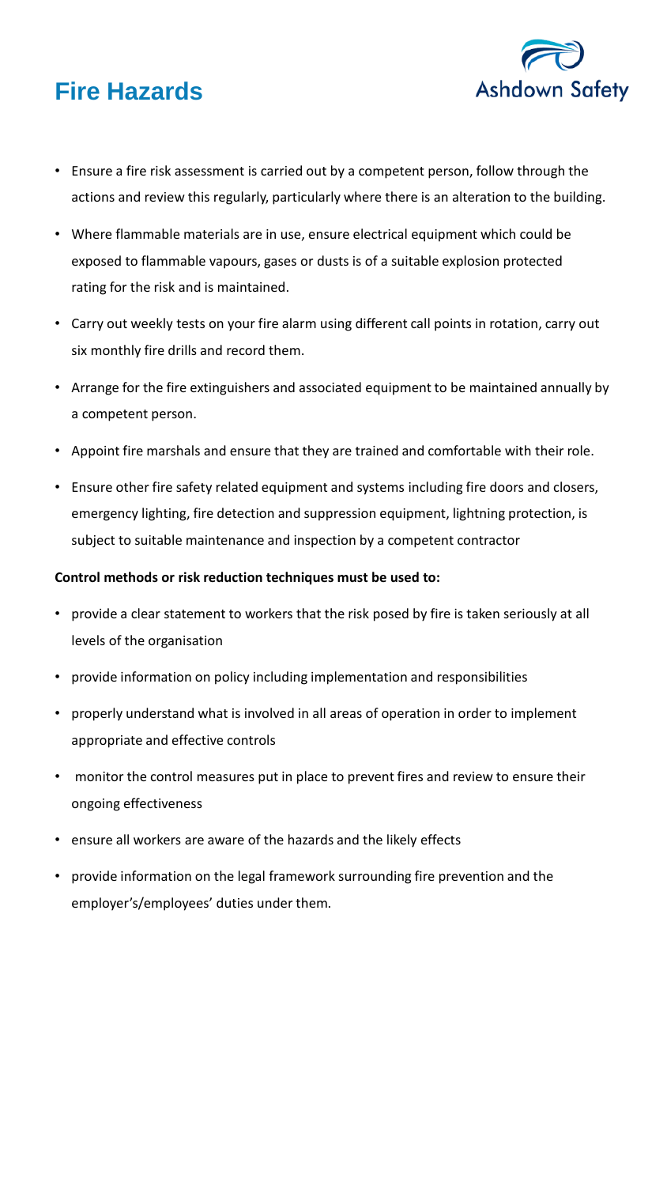# Fire Hazards

- Ensure a fire risk assessment is carried out by a competent person, follow through the actions and review this regularly, particularly where there is an alteration to the building.
- Where flammable materials are in use, ensure electrical equipment which could be exposed to flammable vapours, gases or dusts is of a suitable explosion protected rating for the risk and is maintained.
- Carry out weekly tests on your fire alarm using different call points in rotation, carry out six monthly fire drills and record them.
- Arrange for the fire extinguishers and associated equipment to be maintained annually by a competent person.
- Appoint fire marshals and ensure that they are trained and comfortable with their role.
- Ensure other fire safety related equipment and systems including fire doors and closers, emergency lighting, fire detection and suppression equipment, lightning protection, is subject to suitable maintenance and inspection by a competent contractor

**Control methods or risk reduction techniques must be used to:**

- provide a clear statement to workers that the risk posed by fire is taken seriously at all levels of the organisation
- provide information on policy including implementation and responsibilities
- properly understand what is involved in all areas of operation in order to implement appropriate and effective controls
- monitor the control measures put in place to prevent fires and review to ensure their ongoing effectiveness
- ensure all workers are aware of the hazards and the likely effects
- provide information on the legal framework surrounding fire prevention and the employer's/employees' duties under them.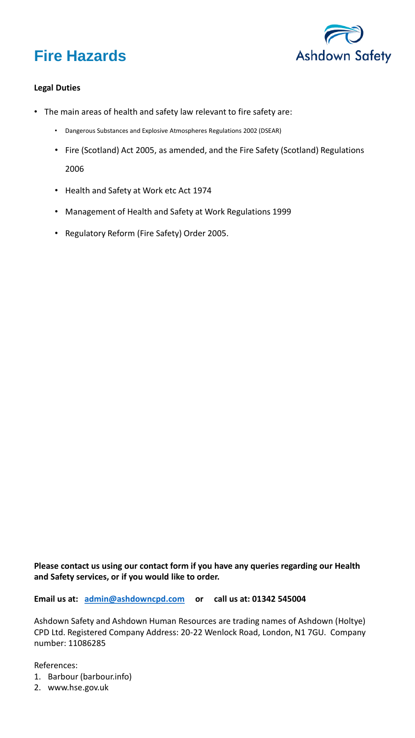# Fire Hazards

**Legal Duties**

- The main areas of health and safety law relevant to fire safety are:
  - Dangerous Substances and Explosive Atmospheres Regulations 2002 (DSEAR)
  - Fire (Scotland) Act 2005, as amended, and the Fire Safety (Scotland) Regulations 2006
  - Health and Safety at Work etc Act 1974
  - Management of Health and Safety at Work Regulations 1999
  - Regulatory Reform (Fire Safety) Order 2005.

**Please contact us using our contact form if you have any queries regarding our Health and Safety services, or if you would like to order.**

**Email us at: admin@ashdowncpd.com or call us at: 01342 545004**

Ashdown Safety and Ashdown Human Resources are trading names of Ashdown (Holtye) CPD Ltd. Registered Company Address: 20-22 Wenlock Road, London, N1 7GU. Company number: 11086285

References:

1. Barbour (barbour.info)
2. www.hse.gov.uk